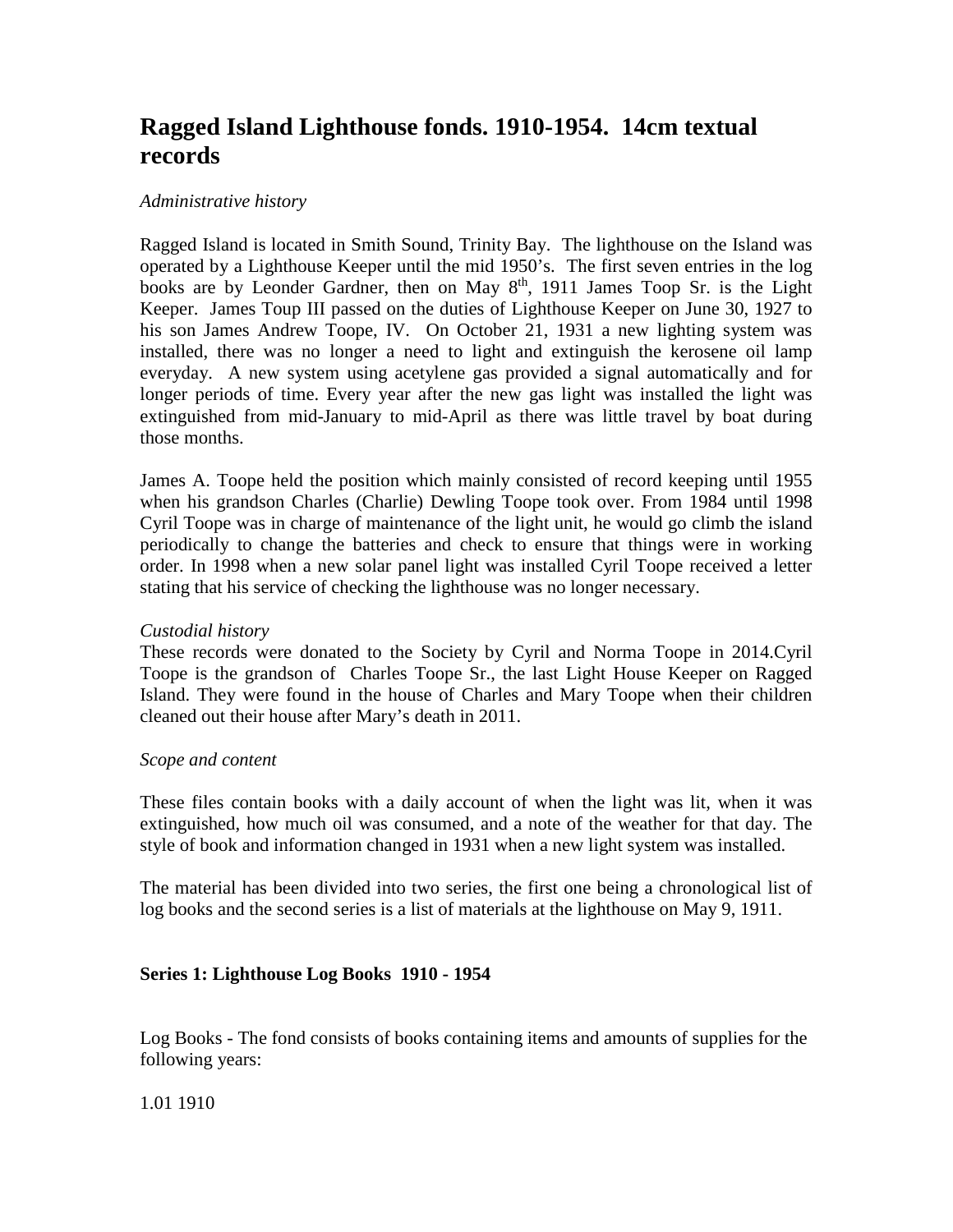# Ragged Island Lighthouse fonds. 1910-1954. 14cm textual records

*Administrative history*

Ragged Island is located in Smith Sound, Trinity Bay. The lighthouse on the Island was operated by a Lighthouse Keeper until the mid 1950's. The first seven entries in the log books are by Leonder Gardner, then on May 8th, 1911 James Toop Sr. is the Light Keeper. James Toup III passed on the duties of Lighthouse Keeper on June 30, 1927 to his son James Andrew Toope, IV. On October 21, 1931 a new lighting system was installed, there was no longer a need to light and extinguish the kerosene oil lamp everyday. A new system using acetylene gas provided a signal automatically and for longer periods of time. Every year after the new gas light was installed the light was extinguished from mid-January to mid-April as there was little travel by boat during those months.

James A. Toope held the position which mainly consisted of record keeping until 1955 when his grandson Charles (Charlie) Dewling Toope took over. From 1984 until 1998 Cyril Toope was in charge of maintenance of the light unit, he would go climb the island periodically to change the batteries and check to ensure that things were in working order. In 1998 when a new solar panel light was installed Cyril Toope received a letter stating that his service of checking the lighthouse was no longer necessary.

*Custodial history*

These records were donated to the Society by Cyril and Norma Toope in 2014.Cyril Toope is the grandson of Charles Toope Sr., the last Light House Keeper on Ragged Island. They were found in the house of Charles and Mary Toope when their children cleaned out their house after Mary's death in 2011.

*Scope and content*

These files contain books with a daily account of when the light was lit, when it was extinguished, how much oil was consumed, and a note of the weather for that day. The style of book and information changed in 1931 when a new light system was installed.

The material has been divided into two series, the first one being a chronological list of log books and the second series is a list of materials at the lighthouse on May 9, 1911.

**Series 1: Lighthouse Log Books 1910 - 1954**

Log Books - The fond consists of books containing items and amounts of supplies for the following years:

1.01 1910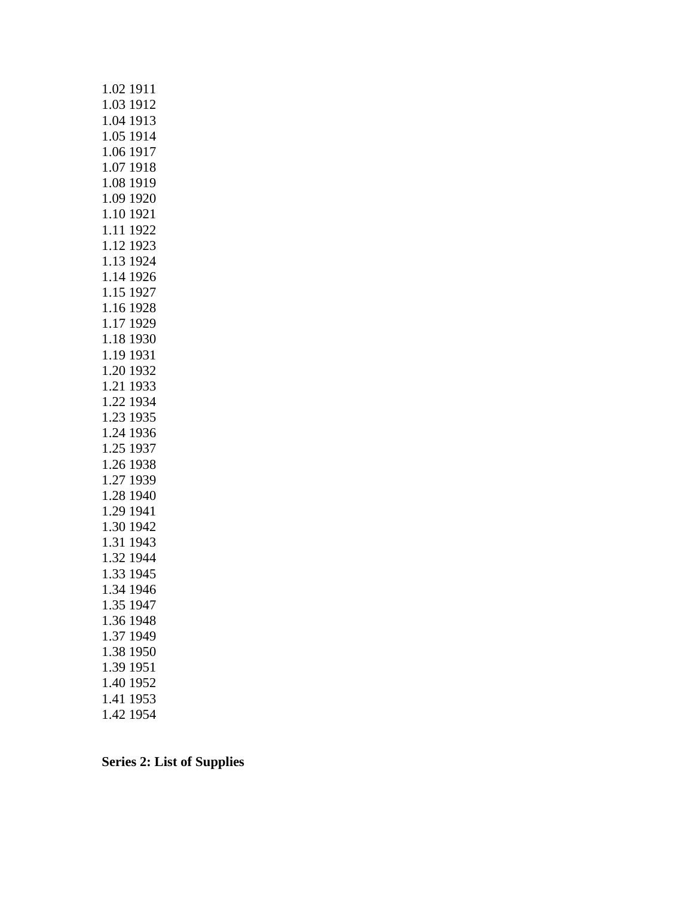1.02 1911
1.03 1912
1.04 1913
1.05 1914
1.06 1917
1.07 1918
1.08 1919
1.09 1920
1.10 1921
1.11 1922
1.12 1923
1.13 1924
1.14 1926
1.15 1927
1.16 1928
1.17 1929
1.18 1930
1.19 1931
1.20 1932
1.21 1933
1.22 1934
1.23 1935
1.24 1936
1.25 1937
1.26 1938
1.27 1939
1.28 1940
1.29 1941
1.30 1942
1.31 1943
1.32 1944
1.33 1945
1.34 1946
1.35 1947
1.36 1948
1.37 1949
1.38 1950
1.39 1951
1.40 1952
1.41 1953
1.42 1954

**Series 2: List of Supplies**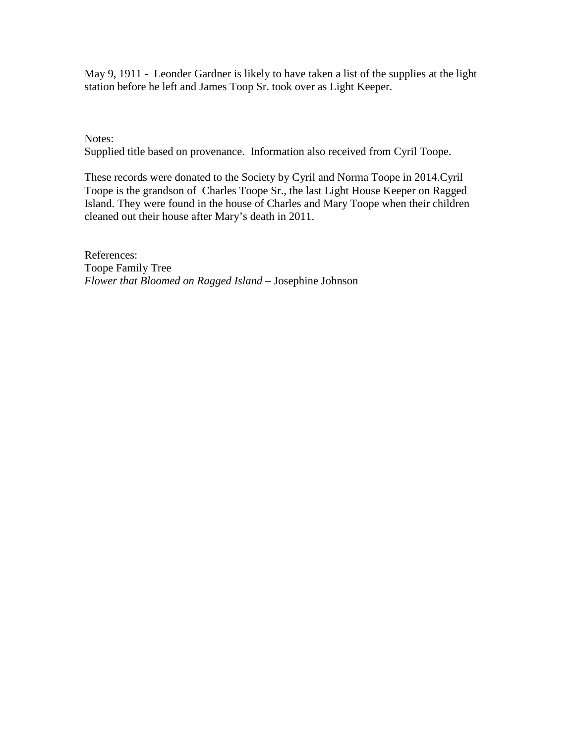May 9, 1911 - Leonder Gardner is likely to have taken a list of the supplies at the light station before he left and James Toop Sr. took over as Light Keeper.

Notes:
Supplied title based on provenance. Information also received from Cyril Toope.

These records were donated to the Society by Cyril and Norma Toope in 2014.Cyril Toope is the grandson of Charles Toope Sr., the last Light House Keeper on Ragged Island. They were found in the house of Charles and Mary Toope when their children cleaned out their house after Mary's death in 2011.

References:
Toope Family Tree
*Flower that Bloomed on Ragged Island* – Josephine Johnson